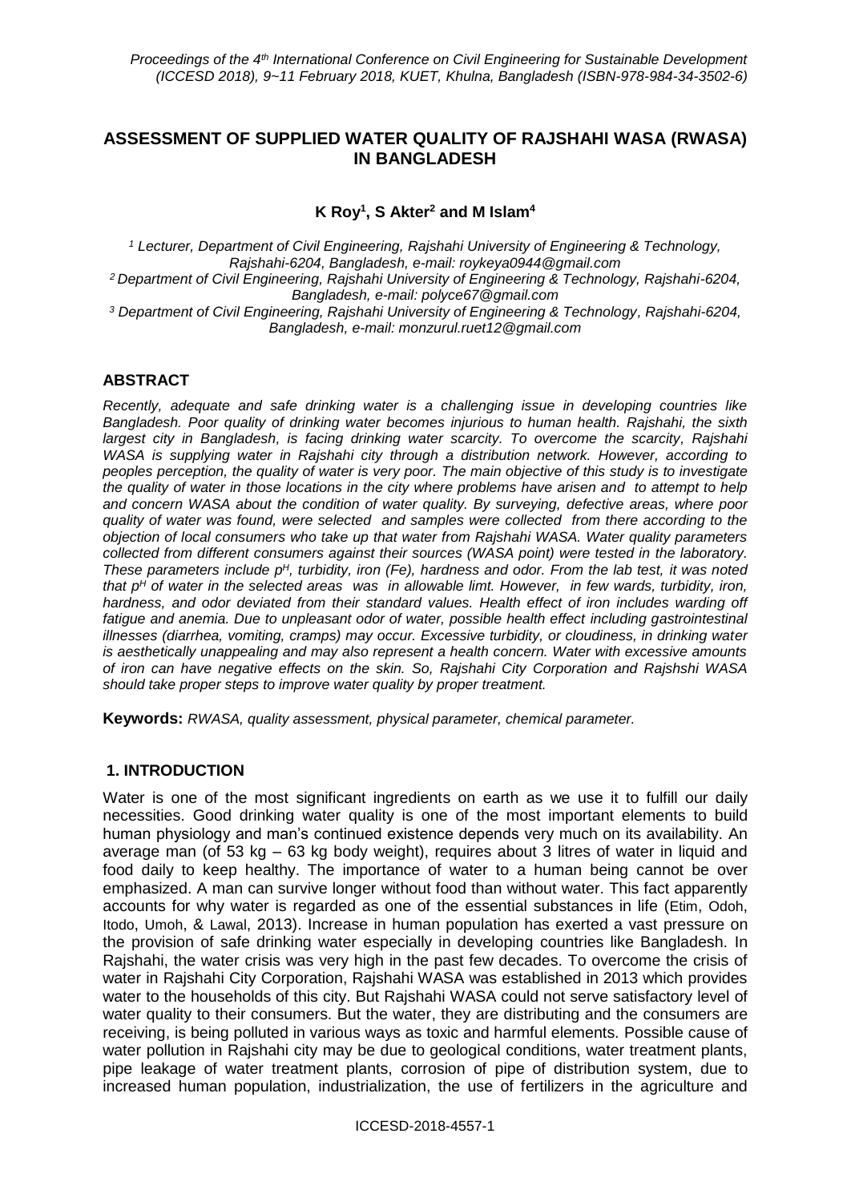# ASSESSMENT OF SUPPLIED WATER QUALITY OF RAJSHAHI WASA (RWASA) IN BANGLADESH

**K Roy[1], S Akter[2] and M Islam[4]**

*[1] Lecturer, Department of Civil Engineering, Rajshahi University of Engineering & Technology, Rajshahi-6204, Bangladesh, e-mail: roykeya0944@gmail.com*

*[2] Department of Civil Engineering, Rajshahi University of Engineering & Technology, Rajshahi-6204, Bangladesh, e-mail: polyce67@gmail.com*

*[3] Department of Civil Engineering, Rajshahi University of Engineering & Technology, Rajshahi-6204, Bangladesh, e-mail: monzurul.ruet12@gmail.com*

## ABSTRACT

*Recently, adequate and safe drinking water is a challenging issue in developing countries like Bangladesh. Poor quality of drinking water becomes injurious to human health. Rajshahi, the sixth largest city in Bangladesh, is facing drinking water scarcity. To overcome the scarcity, Rajshahi WASA is supplying water in Rajshahi city through a distribution network. However, according to peoples perception, the quality of water is very poor. The main objective of this study is to investigate the quality of water in those locations in the city where problems have arisen and to attempt to help and concern WASA about the condition of water quality. By surveying, defective areas, where poor quality of water was found, were selected and samples were collected from there according to the objection of local consumers who take up that water from Rajshahi WASA. Water quality parameters collected from different consumers against their sources (WASA point) were tested in the laboratory. These parameters include $p^H$, turbidity, iron (Fe), hardness and odor. From the lab test, it was noted that $p^H$ of water in the selected areas was in allowable limt. However, in few wards, turbidity, iron, hardness, and odor deviated from their standard values. Health effect of iron includes warding off fatigue and anemia. Due to unpleasant odor of water, possible health effect including gastrointestinal illnesses (diarrhea, vomiting, cramps) may occur. Excessive turbidity, or cloudiness, in drinking water is aesthetically unappealing and may also represent a health concern. Water with excessive amounts of iron can have negative effects on the skin. So, Rajshahi City Corporation and Rajshshi WASA should take proper steps to improve water quality by proper treatment.*

**Keywords:** *RWASA, quality assessment, physical parameter, chemical parameter.*

## 1. INTRODUCTION

Water is one of the most significant ingredients on earth as we use it to fulfill our daily necessities. Good drinking water quality is one of the most important elements to build human physiology and man's continued existence depends very much on its availability. An average man (of 53 kg – 63 kg body weight), requires about 3 litres of water in liquid and food daily to keep healthy. The importance of water to a human being cannot be over emphasized. A man can survive longer without food than without water. This fact apparently accounts for why water is regarded as one of the essential substances in life (Etim, Odoh, Itodo, Umoh, & Lawal, 2013). Increase in human population has exerted a vast pressure on the provision of safe drinking water especially in developing countries like Bangladesh. In Rajshahi, the water crisis was very high in the past few decades. To overcome the crisis of water in Rajshahi City Corporation, Rajshahi WASA was established in 2013 which provides water to the households of this city. But Rajshahi WASA could not serve satisfactory level of water quality to their consumers. But the water, they are distributing and the consumers are receiving, is being polluted in various ways as toxic and harmful elements. Possible cause of water pollution in Rajshahi city may be due to geological conditions, water treatment plants, pipe leakage of water treatment plants, corrosion of pipe of distribution system, due to increased human population, industrialization, the use of fertilizers in the agriculture and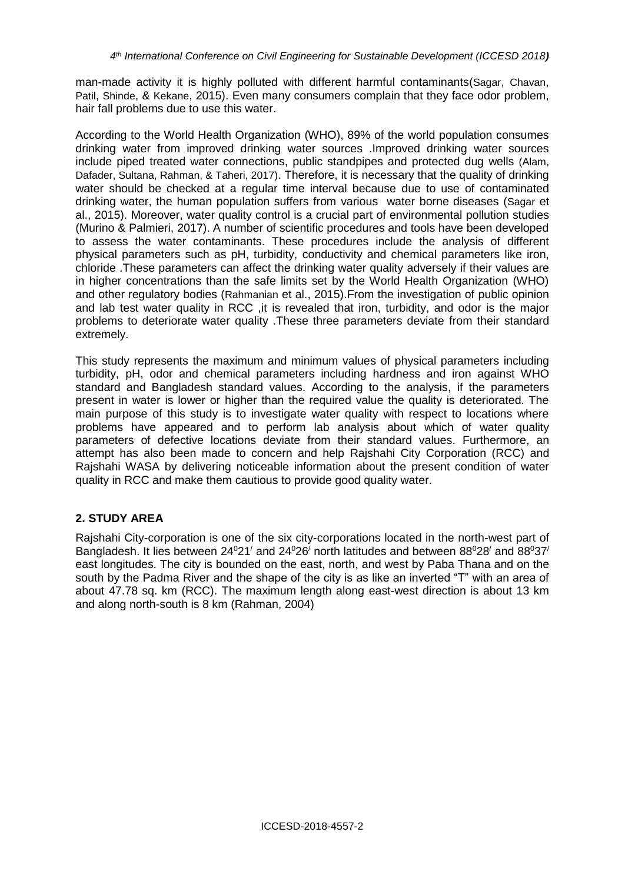man-made activity it is highly polluted with different harmful contaminants(Sagar, Chavan, Patil, Shinde, & Kekane, 2015). Even many consumers complain that they face odor problem, hair fall problems due to use this water.

According to the World Health Organization (WHO), 89% of the world population consumes drinking water from improved drinking water sources .Improved drinking water sources include piped treated water connections, public standpipes and protected dug wells (Alam, Dafader, Sultana, Rahman, & Taheri, 2017). Therefore, it is necessary that the quality of drinking water should be checked at a regular time interval because due to use of contaminated drinking water, the human population suffers from various water borne diseases (Sagar et al., 2015). Moreover, water quality control is a crucial part of environmental pollution studies (Murino & Palmieri, 2017). A number of scientific procedures and tools have been developed to assess the water contaminants. These procedures include the analysis of different physical parameters such as pH, turbidity, conductivity and chemical parameters like iron, chloride .These parameters can affect the drinking water quality adversely if their values are in higher concentrations than the safe limits set by the World Health Organization (WHO) and other regulatory bodies (Rahmanian et al., 2015).From the investigation of public opinion and lab test water quality in RCC ,it is revealed that iron, turbidity, and odor is the major problems to deteriorate water quality .These three parameters deviate from their standard extremely.

This study represents the maximum and minimum values of physical parameters including turbidity, pH, odor and chemical parameters including hardness and iron against WHO standard and Bangladesh standard values. According to the analysis, if the parameters present in water is lower or higher than the required value the quality is deteriorated. The main purpose of this study is to investigate water quality with respect to locations where problems have appeared and to perform lab analysis about which of water quality parameters of defective locations deviate from their standard values. Furthermore, an attempt has also been made to concern and help Rajshahi City Corporation (RCC) and Rajshahi WASA by delivering noticeable information about the present condition of water quality in RCC and make them cautious to provide good quality water.

## 2. STUDY AREA

Rajshahi City-corporation is one of the six city-corporations located in the north-west part of Bangladesh. It lies between $24^0 21^/$ and $24^0 26^/$ north latitudes and between $88^0 28^/$ and $88^0 37^/$ east longitudes. The city is bounded on the east, north, and west by Paba Thana and on the south by the Padma River and the shape of the city is as like an inverted "T" with an area of about 47.78 sq. km (RCC). The maximum length along east-west direction is about 13 km and along north-south is 8 km (Rahman, 2004)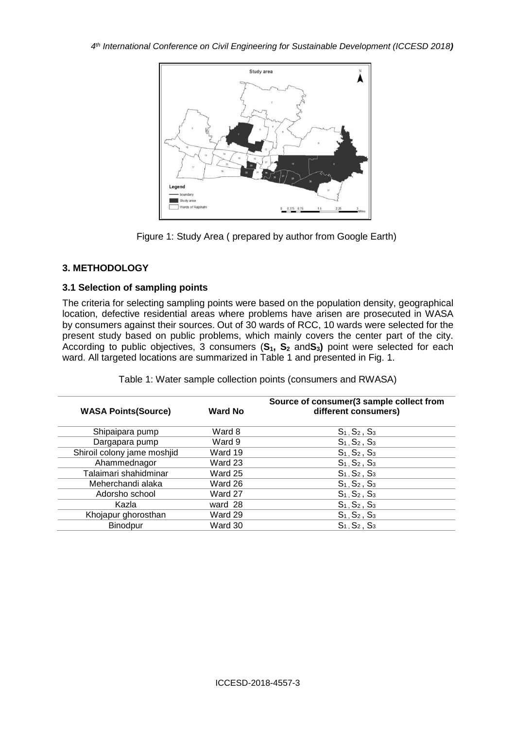Figure 1: Study Area ( prepared by author from Google Earth)

## 3. METHODOLOGY

### 3.1 Selection of sampling points

The criteria for selecting sampling points were based on the population density, geographical location, defective residential areas where problems have arisen are prosecuted in WASA by consumers against their sources. Out of 30 wards of RCC, 10 wards were selected for the present study based on public problems, which mainly covers the center part of the city. According to public objectives, 3 consumers (**$S_1$, $S_2$** and**$S_3$)** point were selected for each ward. All targeted locations are summarized in Table 1 and presented in Fig. 1.

Table 1: Water sample collection points (consumers and RWASA)

| WASA Points(Source) | Ward No | Source of consumer(3 sample collect from different consumers) |
|---|---|---|
| Shipaipara pump | Ward 8 | $S_1$, $S_2$, $S_3$ |
| Dargapara pump | Ward 9 | $S_1$, $S_2$, $S_3$ |
| Shiroil colony jame moshjid | Ward 19 | $S_1$, $S_2$, $S_3$ |
| Ahammednagor | Ward 23 | $S_1$, $S_2$, $S_3$ |
| Talaimari shahidminar | Ward 25 | $S_1$, $S_2$, $S_3$ |
| Meherchandi alaka | Ward 26 | $S_1$, $S_2$, $S_3$ |
| Adorsho school | Ward 27 | $S_1$, $S_2$, $S_3$ |
| Kazla | ward 28 | $S_1$, $S_2$, $S_3$ |
| Khojapur ghorosthan | Ward 29 | $S_1$, $S_2$, $S_3$ |
| Binodpur | Ward 30 | $S_1$, $S_2$, $S_3$ |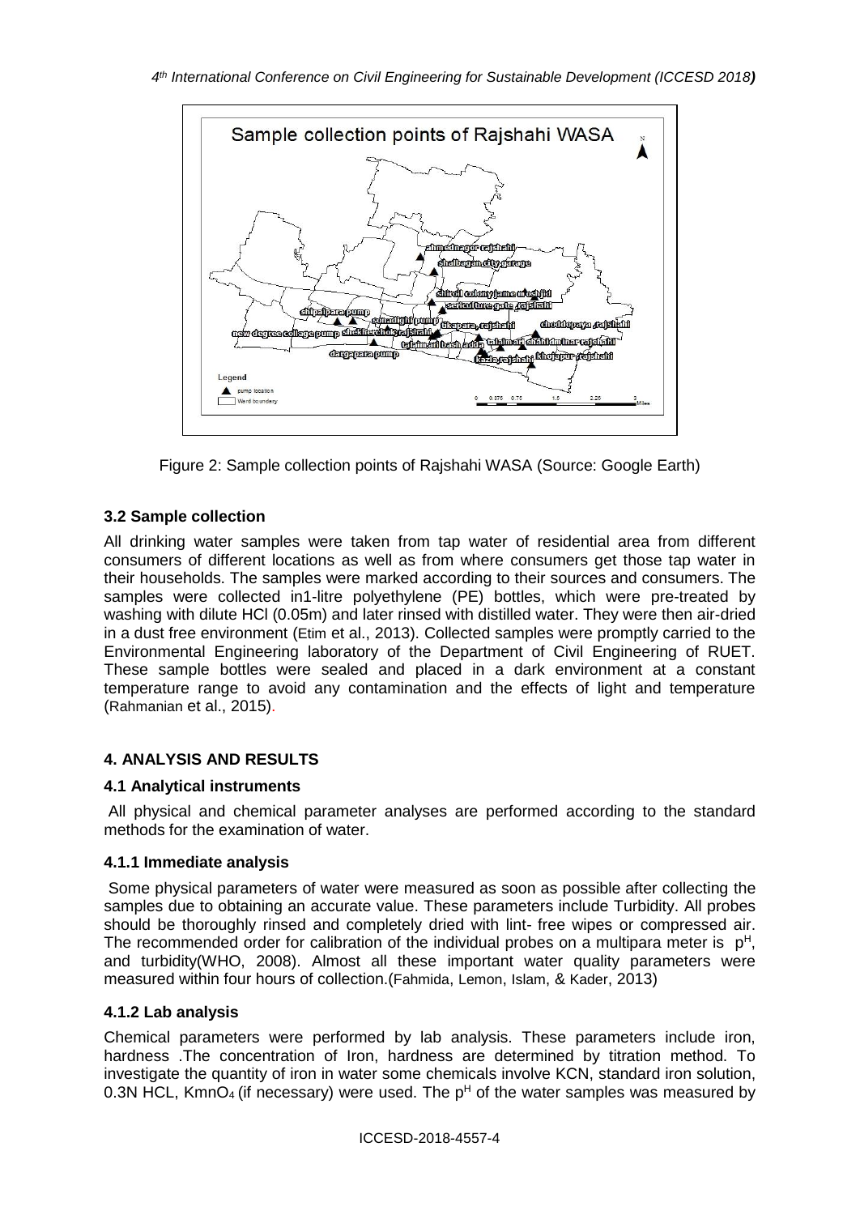Figure 2: Sample collection points of Rajshahi WASA (Source: Google Earth)

### 3.2 Sample collection

All drinking water samples were taken from tap water of residential area from different consumers of different locations as well as from where consumers get those tap water in their households. The samples were marked according to their sources and consumers. The samples were collected in1-litre polyethylene (PE) bottles, which were pre-treated by washing with dilute HCl (0.05m) and later rinsed with distilled water. They were then air-dried in a dust free environment (Etim et al., 2013). Collected samples were promptly carried to the Environmental Engineering laboratory of the Department of Civil Engineering of RUET. These sample bottles were sealed and placed in a dark environment at a constant temperature range to avoid any contamination and the effects of light and temperature (Rahmanian et al., 2015).

## 4. ANALYSIS AND RESULTS

### 4.1 Analytical instruments

All physical and chemical parameter analyses are performed according to the standard methods for the examination of water.

#### 4.1.1 Immediate analysis

Some physical parameters of water were measured as soon as possible after collecting the samples due to obtaining an accurate value. These parameters include Turbidity. All probes should be thoroughly rinsed and completely dried with lint- free wipes or compressed air. The recommended order for calibration of the individual probes on a multipara meter is $p^H$, and turbidity(WHO, 2008). Almost all these important water quality parameters were measured within four hours of collection.(Fahmida, Lemon, Islam, & Kader, 2013)

#### 4.1.2 Lab analysis

Chemical parameters were performed by lab analysis. These parameters include iron, hardness .The concentration of Iron, hardness are determined by titration method. To investigate the quantity of iron in water some chemicals involve KCN, standard iron solution, 0.3N HCL, $KmnO_4$ (if necessary) were used. The $p^H$ of the water samples was measured by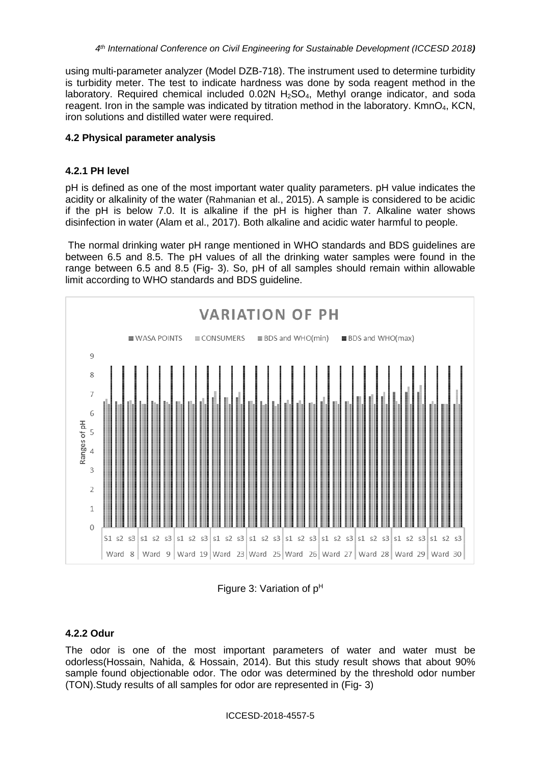using multi-parameter analyzer (Model DZB-718). The instrument used to determine turbidity is turbidity meter. The test to indicate hardness was done by soda reagent method in the laboratory. Required chemical included 0.02N $H_2SO_4$, Methyl orange indicator, and soda reagent. Iron in the sample was indicated by titration method in the laboratory. $KmnO_4$, KCN, iron solutions and distilled water were required.

### 4.2 Physical parameter analysis

#### 4.2.1 PH level

pH is defined as one of the most important water quality parameters. pH value indicates the acidity or alkalinity of the water (Rahmanian et al., 2015). A sample is considered to be acidic if the pH is below 7.0. It is alkaline if the pH is higher than 7. Alkaline water shows disinfection in water (Alam et al., 2017). Both alkaline and acidic water harmful to people.

The normal drinking water pH range mentioned in WHO standards and BDS guidelines are between 6.5 and 8.5. The pH values of all the drinking water samples were found in the range between 6.5 and 8.5 (Fig- 3). So, pH of all samples should remain within allowable limit according to WHO standards and BDS guideline.

Figure 3: Variation of $p^H$

#### 4.2.2 Odur

The odor is one of the most important parameters of water and water must be odorless(Hossain, Nahida, & Hossain, 2014). But this study result shows that about 90% sample found objectionable odor. The odor was determined by the threshold odor number (TON).Study results of all samples for odor are represented in (Fig- 3)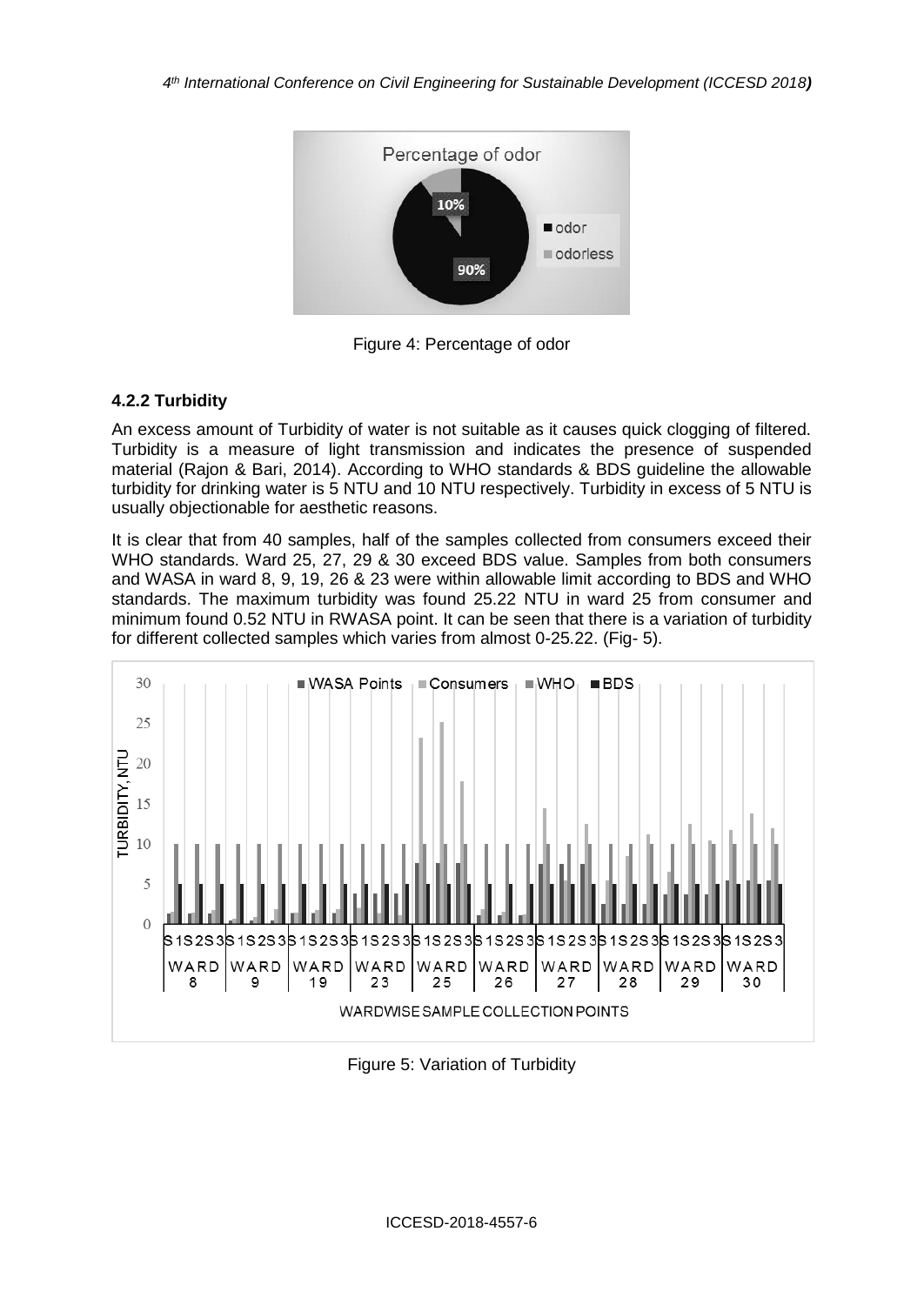Figure 4: Percentage of odor

### 4.2.2 Turbidity

An excess amount of Turbidity of water is not suitable as it causes quick clogging of filtered. Turbidity is a measure of light transmission and indicates the presence of suspended material (Rajon & Bari, 2014). According to WHO standards & BDS guideline the allowable turbidity for drinking water is 5 NTU and 10 NTU respectively. Turbidity in excess of 5 NTU is usually objectionable for aesthetic reasons.

It is clear that from 40 samples, half of the samples collected from consumers exceed their WHO standards. Ward 25, 27, 29 & 30 exceed BDS value. Samples from both consumers and WASA in ward 8, 9, 19, 26 & 23 were within allowable limit according to BDS and WHO standards. The maximum turbidity was found 25.22 NTU in ward 25 from consumer and minimum found 0.52 NTU in RWASA point. It can be seen that there is a variation of turbidity for different collected samples which varies from almost 0-25.22. (Fig- 5).

Figure 5: Variation of Turbidity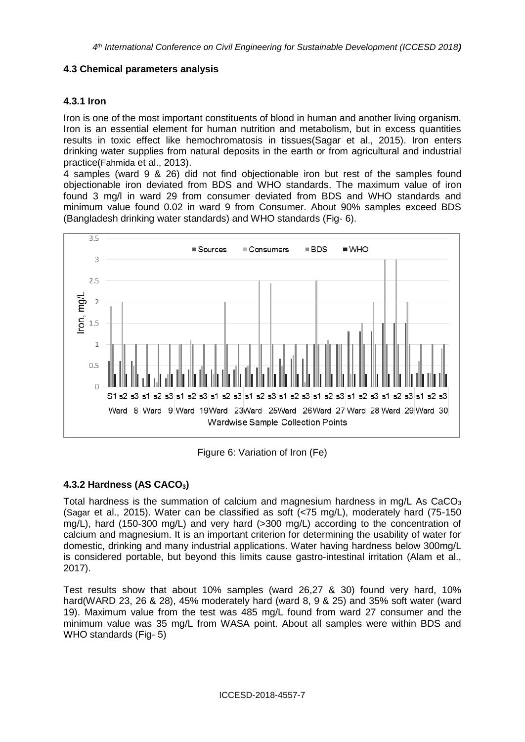## 4.3 Chemical parameters analysis

### 4.3.1 Iron

Iron is one of the most important constituents of blood in human and another living organism. Iron is an essential element for human nutrition and metabolism, but in excess quantities results in toxic effect like hemochromatosis in tissues(Sagar et al., 2015). Iron enters drinking water supplies from natural deposits in the earth or from agricultural and industrial practice(Fahmida et al., 2013).

4 samples (ward 9 & 26) did not find objectionable iron but rest of the samples found objectionable iron deviated from BDS and WHO standards. The maximum value of iron found 3 mg/l in ward 29 from consumer deviated from BDS and WHO standards and minimum value found 0.02 in ward 9 from Consumer. About 90% samples exceed BDS (Bangladesh drinking water standards) and WHO standards (Fig- 6).

Figure 6: Variation of Iron (Fe)

### 4.3.2 Hardness (AS $CACO_3$)

Total hardness is the summation of calcium and magnesium hardness in mg/L As $CaCO_3$ (Sagar et al., 2015). Water can be classified as soft (<75 mg/L), moderately hard (75-150 mg/L), hard (150-300 mg/L) and very hard (>300 mg/L) according to the concentration of calcium and magnesium. It is an important criterion for determining the usability of water for domestic, drinking and many industrial applications. Water having hardness below 300mg/L is considered portable, but beyond this limits cause gastro-intestinal irritation (Alam et al., 2017).

Test results show that about 10% samples (ward 26,27 & 30) found very hard, 10% hard(WARD 23, 26 & 28), 45% moderately hard (ward 8, 9 & 25) and 35% soft water (ward 19). Maximum value from the test was 485 mg/L found from ward 27 consumer and the minimum value was 35 mg/L from WASA point. About all samples were within BDS and WHO standards (Fig- 5)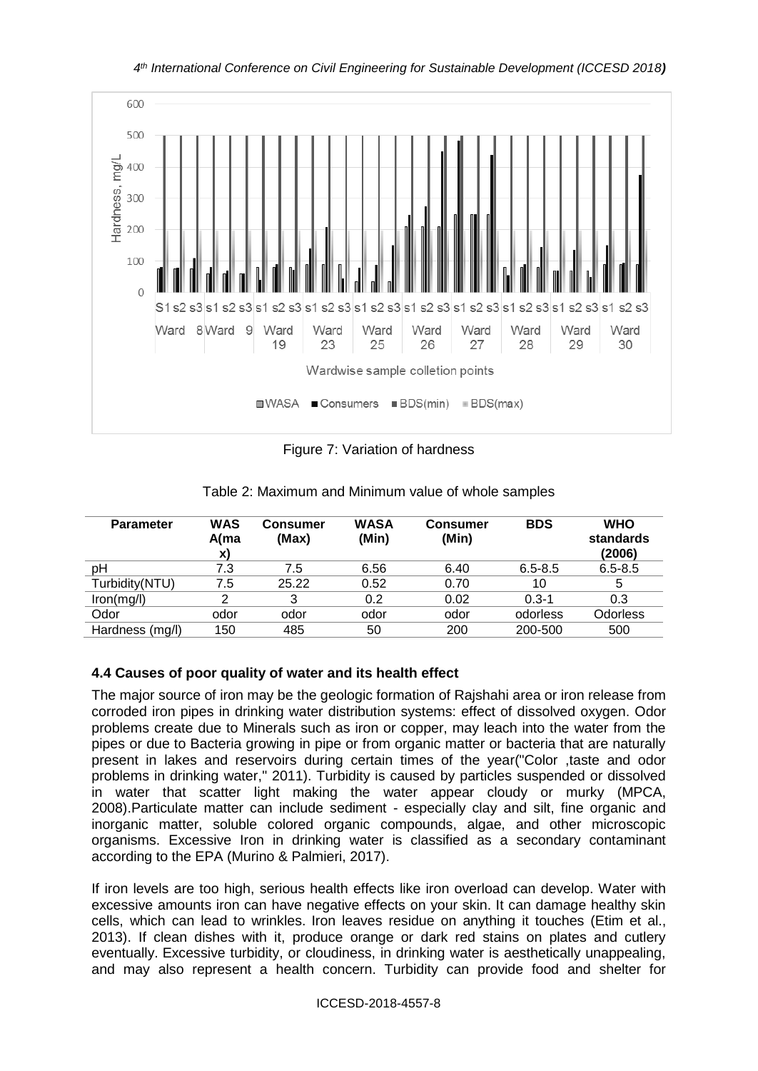Figure 7: Variation of hardness

Table 2: Maximum and Minimum value of whole samples

| Parameter | WASA(max) | Consumer (Max) | WASA (Min) | Consumer (Min) | BDS | WHO standards (2006) |
|---|---|---|---|---|---|---|
| pH | 7.3 | 7.5 | 6.56 | 6.40 | 6.5-8.5 | 6.5-8.5 |
| Turbidity(NTU) | 7.5 | 25.22 | 0.52 | 0.70 | 10 | 5 |
| Iron(mg/l) | 2 | 3 | 0.2 | 0.02 | 0.3-1 | 0.3 |
| Odor | odor | odor | odor | odor | odorless | Odorless |
| Hardness (mg/l) | 150 | 485 | 50 | 200 | 200-500 | 500 |

### 4.4 Causes of poor quality of water and its health effect

The major source of iron may be the geologic formation of Rajshahi area or iron release from corroded iron pipes in drinking water distribution systems: effect of dissolved oxygen. Odor problems create due to Minerals such as iron or copper, may leach into the water from the pipes or due to Bacteria growing in pipe or from organic matter or bacteria that are naturally present in lakes and reservoirs during certain times of the year("Color ,taste and odor problems in drinking water," 2011). Turbidity is caused by particles suspended or dissolved in water that scatter light making the water appear cloudy or murky (MPCA, 2008).Particulate matter can include sediment - especially clay and silt, fine organic and inorganic matter, soluble colored organic compounds, algae, and other microscopic organisms. Excessive Iron in drinking water is classified as a secondary contaminant according to the EPA (Murino & Palmieri, 2017).

If iron levels are too high, serious health effects like iron overload can develop. Water with excessive amounts iron can have negative effects on your skin. It can damage healthy skin cells, which can lead to wrinkles. Iron leaves residue on anything it touches (Etim et al., 2013). If clean dishes with it, produce orange or dark red stains on plates and cutlery eventually. Excessive turbidity, or cloudiness, in drinking water is aesthetically unappealing, and may also represent a health concern. Turbidity can provide food and shelter for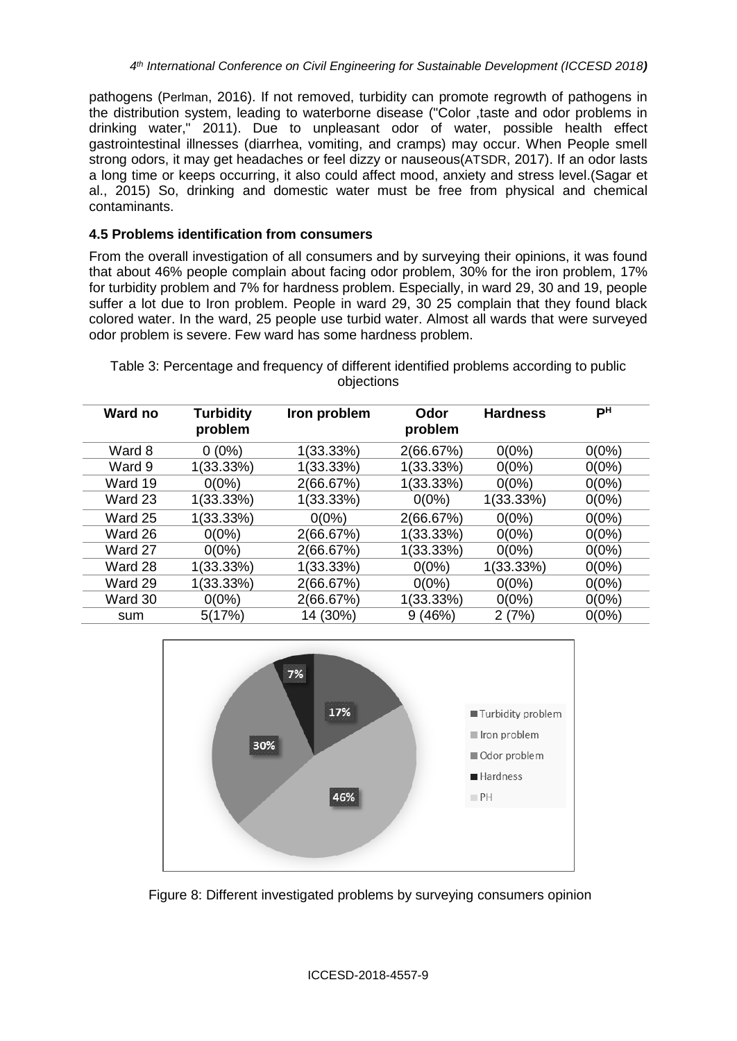pathogens (Perlman, 2016). If not removed, turbidity can promote regrowth of pathogens in the distribution system, leading to waterborne disease ("Color ,taste and odor problems in drinking water," 2011). Due to unpleasant odor of water, possible health effect gastrointestinal illnesses (diarrhea, vomiting, and cramps) may occur. When People smell strong odors, it may get headaches or feel dizzy or nauseous(ATSDR, 2017). If an odor lasts a long time or keeps occurring, it also could affect mood, anxiety and stress level.(Sagar et al., 2015) So, drinking and domestic water must be free from physical and chemical contaminants.

### 4.5 Problems identification from consumers

From the overall investigation of all consumers and by surveying their opinions, it was found that about 46% people complain about facing odor problem, 30% for the iron problem, 17% for turbidity problem and 7% for hardness problem. Especially, in ward 29, 30 and 19, people suffer a lot due to Iron problem. People in ward 29, 30 25 complain that they found black colored water. In the ward, 25 people use turbid water. Almost all wards that were surveyed odor problem is severe. Few ward has some hardness problem.

Table 3: Percentage and frequency of different identified problems according to public objections

| Ward no | Turbidity problem | Iron problem | Odor problem | Hardness | $P^H$ |
|---|---|---|---|---|---|
| Ward 8 | 0 (0%) | 1(33.33%) | 2(66.67%) | 0(0%) | 0(0%) |
| Ward 9 | 1(33.33%) | 1(33.33%) | 1(33.33%) | 0(0%) | 0(0%) |
| Ward 19 | 0(0%) | 2(66.67%) | 1(33.33%) | 0(0%) | 0(0%) |
| Ward 23 | 1(33.33%) | 1(33.33%) | 0(0%) | 1(33.33%) | 0(0%) |
| Ward 25 | 1(33.33%) | 0(0%) | 2(66.67%) | 0(0%) | 0(0%) |
| Ward 26 | 0(0%) | 2(66.67%) | 1(33.33%) | 0(0%) | 0(0%) |
| Ward 27 | 0(0%) | 2(66.67%) | 1(33.33%) | 0(0%) | 0(0%) |
| Ward 28 | 1(33.33%) | 1(33.33%) | 0(0%) | 1(33.33%) | 0(0%) |
| Ward 29 | 1(33.33%) | 2(66.67%) | 0(0%) | 0(0%) | 0(0%) |
| Ward 30 | 0(0%) | 2(66.67%) | 1(33.33%) | 0(0%) | 0(0%) |
| sum | 5(17%) | 14 (30%) | 9 (46%) | 2 (7%) | 0(0%) |

Figure 8: Different investigated problems by surveying consumers opinion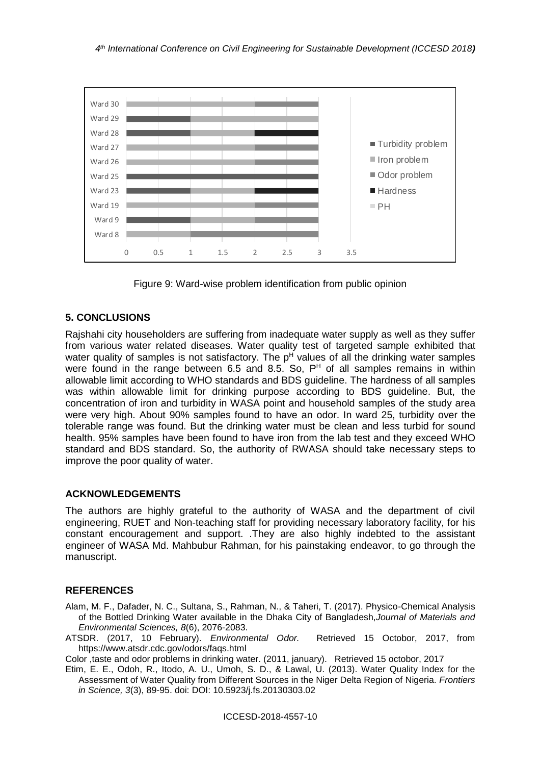Figure 9: Ward-wise problem identification from public opinion

## 5. CONCLUSIONS

Rajshahi city householders are suffering from inadequate water supply as well as they suffer from various water related diseases. Water quality test of targeted sample exhibited that water quality of samples is not satisfactory. The $p^H$ values of all the drinking water samples were found in the range between 6.5 and 8.5. So, $P^H$ of all samples remains in within allowable limit according to WHO standards and BDS guideline. The hardness of all samples was within allowable limit for drinking purpose according to BDS guideline. But, the concentration of iron and turbidity in WASA point and household samples of the study area were very high. About 90% samples found to have an odor. In ward 25, turbidity over the tolerable range was found. But the drinking water must be clean and less turbid for sound health. 95% samples have been found to have iron from the lab test and they exceed WHO standard and BDS standard. So, the authority of RWASA should take necessary steps to improve the poor quality of water.

## ACKNOWLEDGEMENTS

The authors are highly grateful to the authority of WASA and the department of civil engineering, RUET and Non-teaching staff for providing necessary laboratory facility, for his constant encouragement and support. .They are also highly indebted to the assistant engineer of WASA Md. Mahbubur Rahman, for his painstaking endeavor, to go through the manuscript.

## REFERENCES

Alam, M. F., Dafader, N. C., Sultana, S., Rahman, N., & Taheri, T. (2017). Physico-Chemical Analysis of the Bottled Drinking Water available in the Dhaka City of Bangladesh,*Journal of Materials and Environmental Sciences, 8*(6), 2076-2083.

ATSDR. (2017, 10 February). *Environmental Odor.* Retrieved 15 Octobor, 2017, from https://www.atsdr.cdc.gov/odors/faqs.html

Color ,taste and odor problems in drinking water. (2011, january). Retrieved 15 octobor, 2017

Etim, E. E., Odoh, R., Itodo, A. U., Umoh, S. D., & Lawal, U. (2013). Water Quality Index for the Assessment of Water Quality from Different Sources in the Niger Delta Region of Nigeria. *Frontiers in Science, 3*(3), 89-95. doi: DOI: 10.5923/j.fs.20130303.02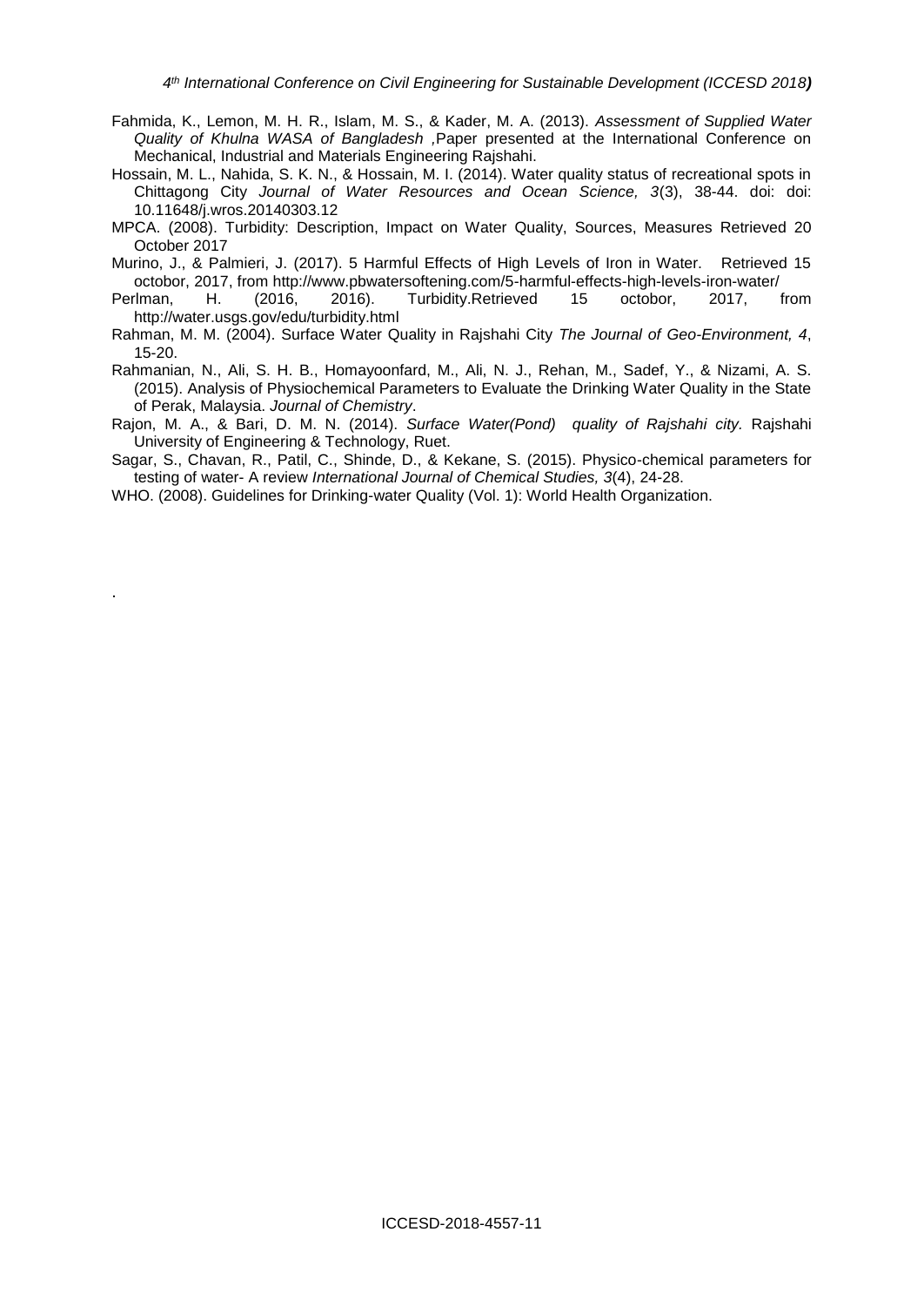Fahmida, K., Lemon, M. H. R., Islam, M. S., & Kader, M. A. (2013). *Assessment of Supplied Water Quality of Khulna WASA of Bangladesh* ,Paper presented at the International Conference on Mechanical, Industrial and Materials Engineering Rajshahi.

Hossain, M. L., Nahida, S. K. N., & Hossain, M. I. (2014). Water quality status of recreational spots in Chittagong City *Journal of Water Resources and Ocean Science, 3*(3), 38-44. doi: doi: 10.11648/j.wros.20140303.12

MPCA. (2008). Turbidity: Description, Impact on Water Quality, Sources, Measures Retrieved 20 October 2017

Murino, J., & Palmieri, J. (2017). 5 Harmful Effects of High Levels of Iron in Water. Retrieved 15 octobor, 2017, from http://www.pbwatersoftening.com/5-harmful-effects-high-levels-iron-water/

Perlman, H. (2016, 2016). Turbidity.Retrieved 15 octobor, 2017, from http://water.usgs.gov/edu/turbidity.html

Rahman, M. M. (2004). Surface Water Quality in Rajshahi City *The Journal of Geo-Environment, 4*, 15-20.

Rahmanian, N., Ali, S. H. B., Homayoonfard, M., Ali, N. J., Rehan, M., Sadef, Y., & Nizami, A. S. (2015). Analysis of Physiochemical Parameters to Evaluate the Drinking Water Quality in the State of Perak, Malaysia. *Journal of Chemistry*.

Rajon, M. A., & Bari, D. M. N. (2014). *Surface Water(Pond) quality of Rajshahi city.* Rajshahi University of Engineering & Technology, Ruet.

Sagar, S., Chavan, R., Patil, C., Shinde, D., & Kekane, S. (2015). Physico-chemical parameters for testing of water- A review *International Journal of Chemical Studies, 3*(4), 24-28.

WHO. (2008). Guidelines for Drinking-water Quality (Vol. 1): World Health Organization.

.